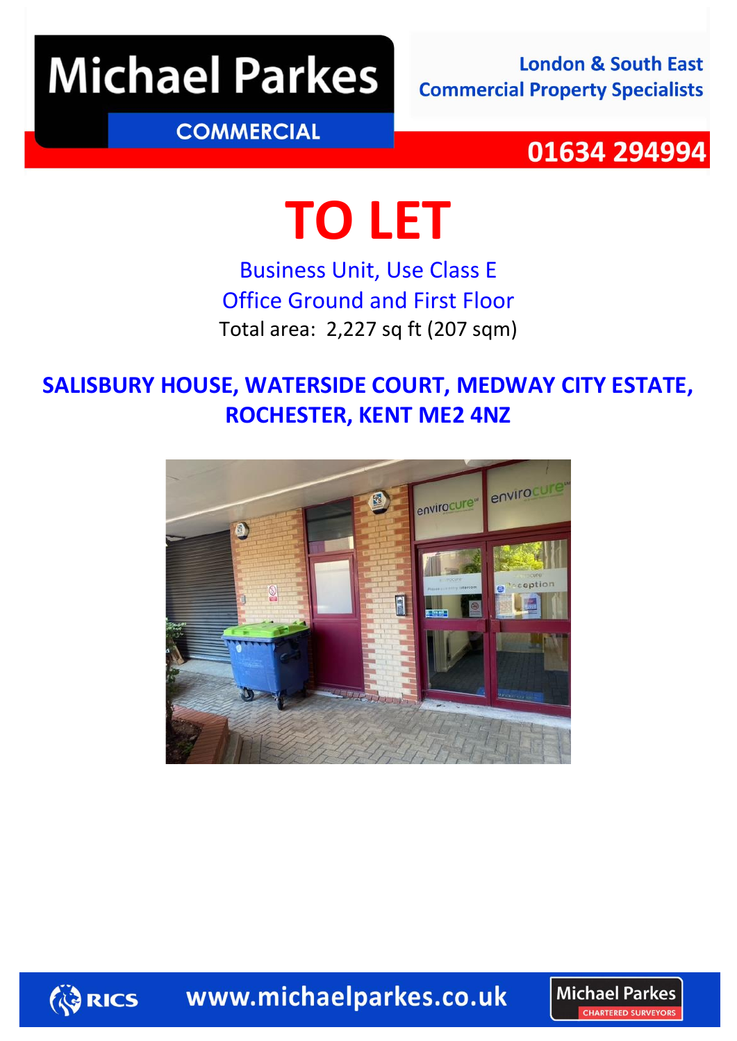Michael Parkes COMMERCIAL

London & South East Commercial Property Specialists

01634 294994

# TO LET

Business Unit, Use Class E
Office Ground and First Floor
Total area: 2,227 sq ft (207 sqm)

## SALISBURY HOUSE, WATERSIDE COURT, MEDWAY CITY ESTATE, ROCHESTER, KENT ME2 4NZ

RICS www.michaelparkes.co.uk Michael Parkes CHARTERED SURVEYORS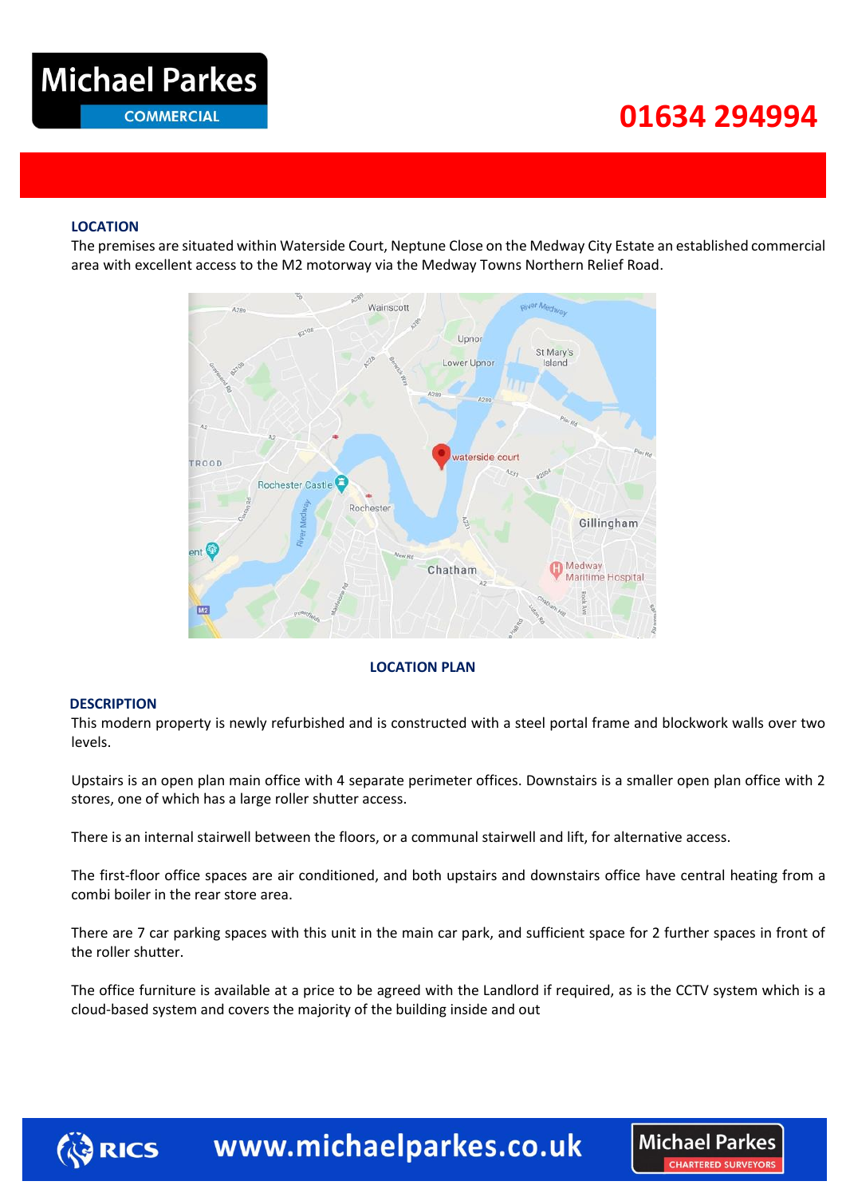## LOCATION

The premises are situated within Waterside Court, Neptune Close on the Medway City Estate an established commercial area with excellent access to the M2 motorway via the Medway Towns Northern Relief Road.

**LOCATION PLAN**

## DESCRIPTION

This modern property is newly refurbished and is constructed with a steel portal frame and blockwork walls over two levels.

Upstairs is an open plan main office with 4 separate perimeter offices. Downstairs is a smaller open plan office with 2 stores, one of which has a large roller shutter access.

There is an internal stairwell between the floors, or a communal stairwell and lift, for alternative access.

The first-floor office spaces are air conditioned, and both upstairs and downstairs office have central heating from a combi boiler in the rear store area.

There are 7 car parking spaces with this unit in the main car park, and sufficient space for 2 further spaces in front of the roller shutter.

The office furniture is available at a price to be agreed with the Landlord if required, as is the CCTV system which is a cloud-based system and covers the majority of the building inside and out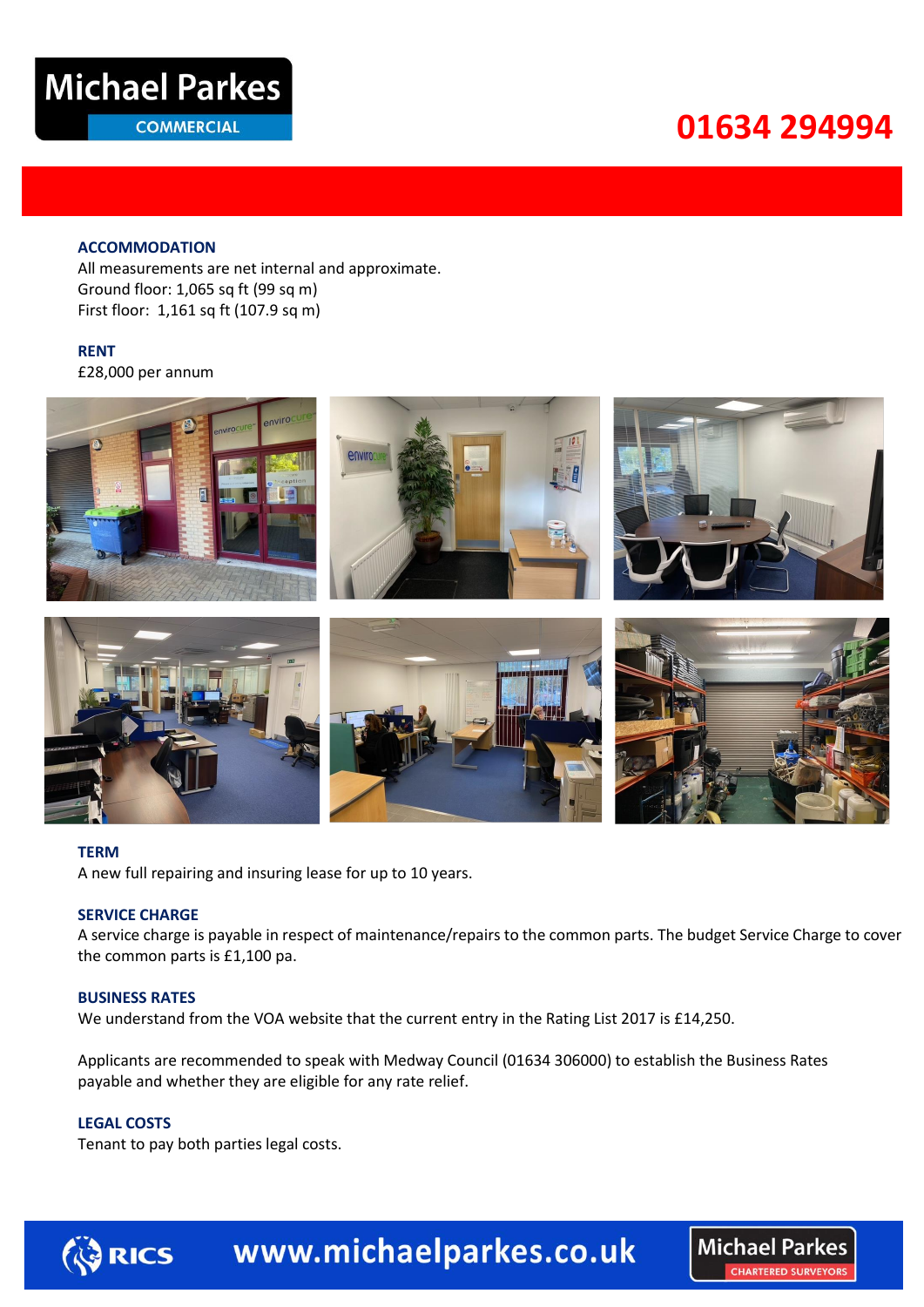Michael Parkes COMMERCIAL

01634 294994

### ACCOMMODATION

All measurements are net internal and approximate.
Ground floor: 1,065 sq ft (99 sq m)
First floor: 1,161 sq ft (107.9 sq m)

### RENT

£28,000 per annum

### TERM

A new full repairing and insuring lease for up to 10 years.

### SERVICE CHARGE

A service charge is payable in respect of maintenance/repairs to the common parts. The budget Service Charge to cover the common parts is £1,100 pa.

### BUSINESS RATES

We understand from the VOA website that the current entry in the Rating List 2017 is £14,250.

Applicants are recommended to speak with Medway Council (01634 306000) to establish the Business Rates payable and whether they are eligible for any rate relief.

### LEGAL COSTS

Tenant to pay both parties legal costs.

RICS www.michaelparkes.co.uk Michael Parkes CHARTERED SURVEYORS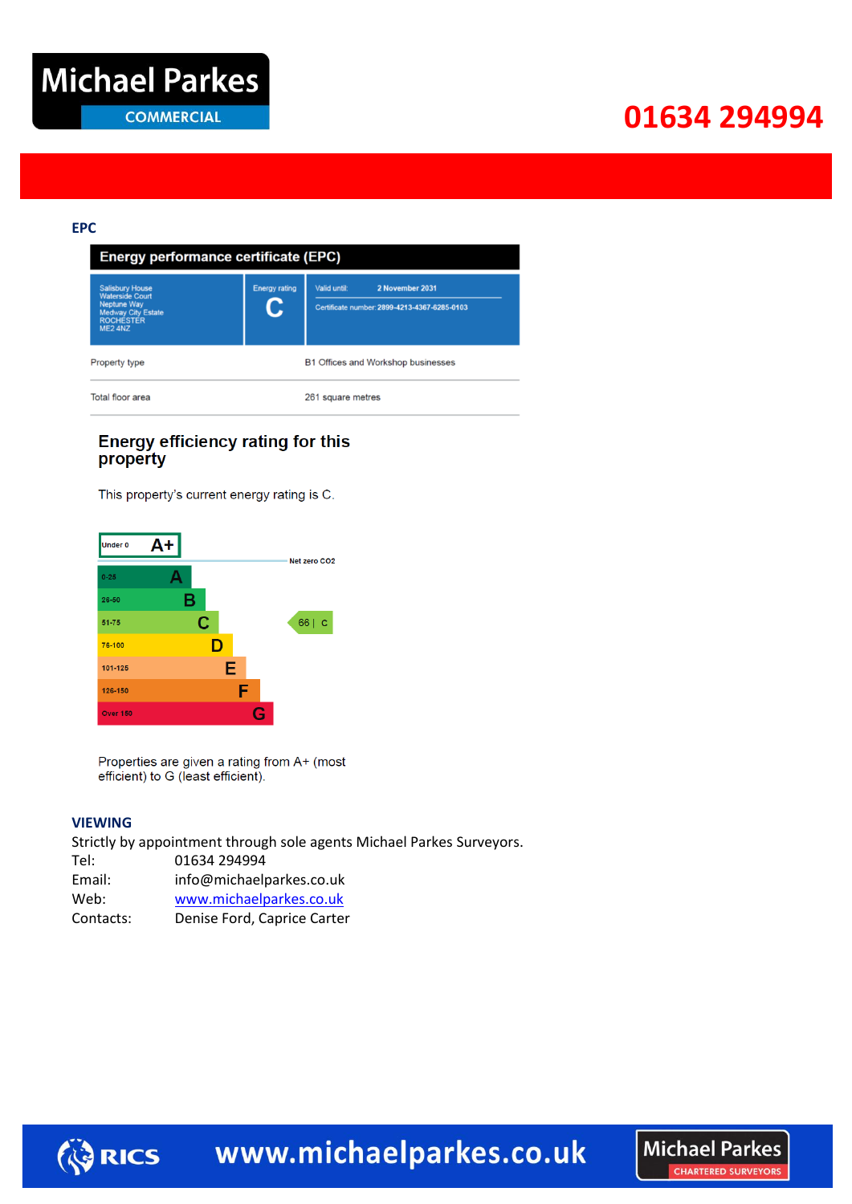## EPC

### Energy performance certificate (EPC)

| Salisbury House<br>Waterside Court<br>Neptune Way<br>Medway City Estate<br>ROCHESTER<br>ME2 4NZ | Energy rating<br>**C** | Valid until: **2 November 2031**<br>Certificate number: **2899-4213-4367-6285-0103** |
|---|---|---|

| | |
|---|---|
| Property type | B1 Offices and Workshop businesses |
| Total floor area | 261 square metres |

### Energy efficiency rating for this property

This property's current energy rating is C.

| Rating range | Band | Current |
|---|---|---|
| Under 0 | A+ | |
| Net zero CO2 | | |
| 0-25 | A | |
| 26-50 | B | |
| 51-75 | C | 66 \| C |
| 76-100 | D | |
| 101-125 | E | |
| 126-150 | F | |
| Over 150 | G | |

Properties are given a rating from A+ (most efficient) to G (least efficient).

## VIEWING

Strictly by appointment through sole agents Michael Parkes Surveyors.

Tel: 01634 294994
Email: info@michaelparkes.co.uk
Web: www.michaelparkes.co.uk
Contacts: Denise Ford, Caprice Carter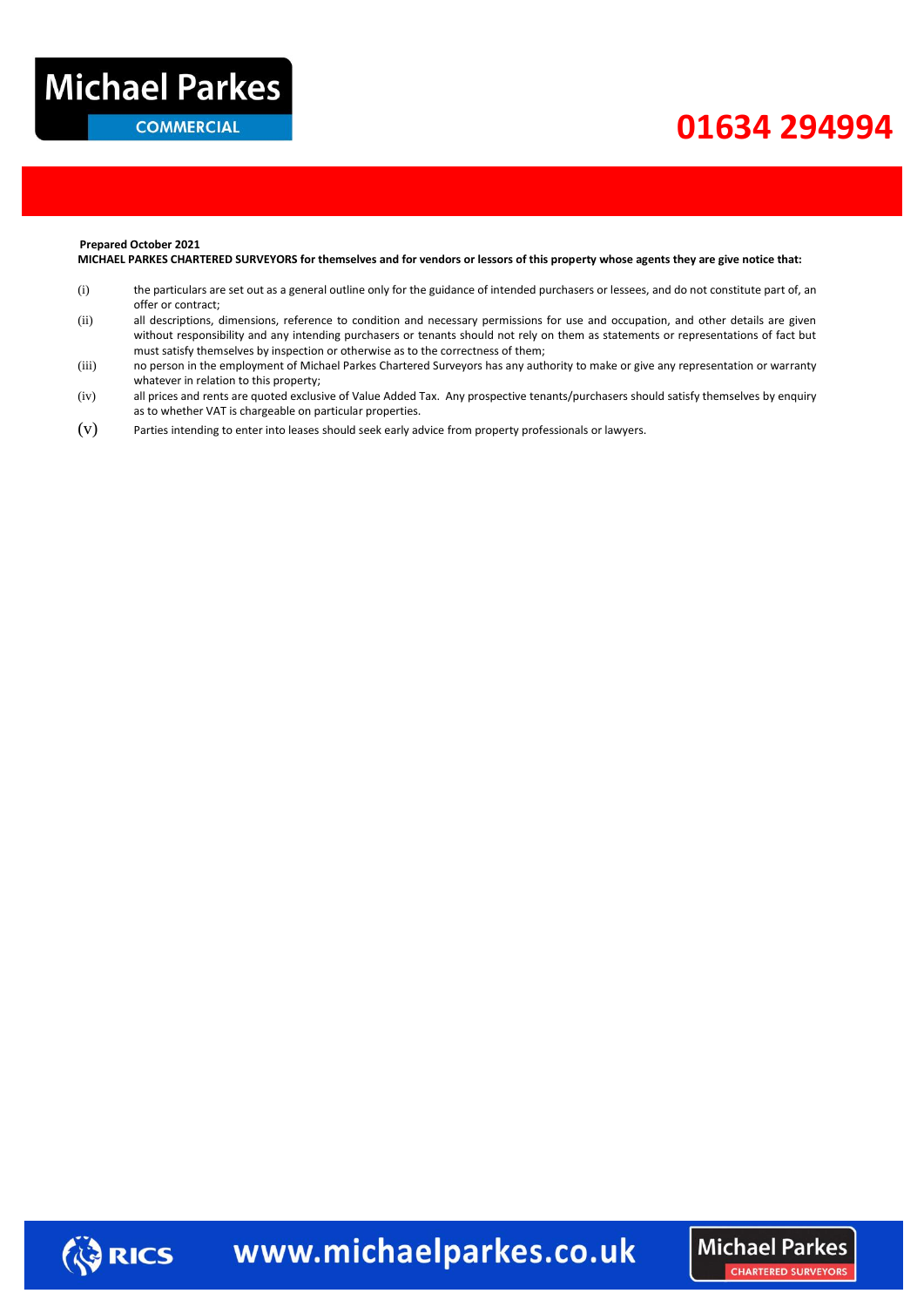**Michael Parkes**
**COMMERCIAL**

**01634 294994**

**Prepared October 2021**

**MICHAEL PARKES CHARTERED SURVEYORS for themselves and for vendors or lessors of this property whose agents they are give notice that:**

(i) the particulars are set out as a general outline only for the guidance of intended purchasers or lessees, and do not constitute part of, an offer or contract;

(ii) all descriptions, dimensions, reference to condition and necessary permissions for use and occupation, and other details are given without responsibility and any intending purchasers or tenants should not rely on them as statements or representations of fact but must satisfy themselves by inspection or otherwise as to the correctness of them;

(iii) no person in the employment of Michael Parkes Chartered Surveyors has any authority to make or give any representation or warranty whatever in relation to this property;

(iv) all prices and rents are quoted exclusive of Value Added Tax. Any prospective tenants/purchasers should satisfy themselves by enquiry as to whether VAT is chargeable on particular properties.

(v) Parties intending to enter into leases should seek early advice from property professionals or lawyers.

RICS

www.michaelparkes.co.uk

Michael Parkes
CHARTERED SURVEYORS